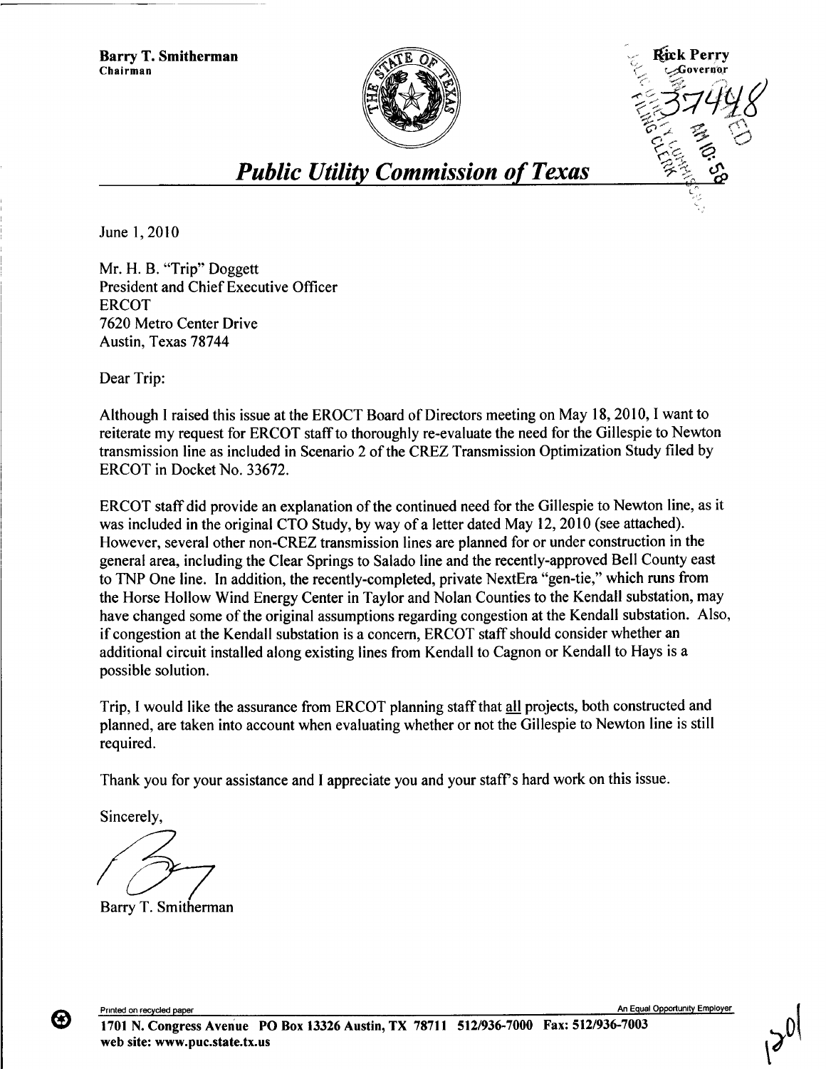**Barry T. Smitherman**
Chairman

**Rick Perry**
Governor

37448

# *Public Utility Commission of Texas*

June 1, 2010

Mr. H. B. "Trip" Doggett
President and Chief Executive Officer
ERCOT
7620 Metro Center Drive
Austin, Texas 78744

Dear Trip:

Although I raised this issue at the EROCT Board of Directors meeting on May 18, 2010, I want to reiterate my request for ERCOT staff to thoroughly re-evaluate the need for the Gillespie to Newton transmission line as included in Scenario 2 of the CREZ Transmission Optimization Study filed by ERCOT in Docket No. 33672.

ERCOT staff did provide an explanation of the continued need for the Gillespie to Newton line, as it was included in the original CTO Study, by way of a letter dated May 12, 2010 (see attached). However, several other non-CREZ transmission lines are planned for or under construction in the general area, including the Clear Springs to Salado line and the recently-approved Bell County east to TNP One line. In addition, the recently-completed, private NextEra "gen-tie," which runs from the Horse Hollow Wind Energy Center in Taylor and Nolan Counties to the Kendall substation, may have changed some of the original assumptions regarding congestion at the Kendall substation. Also, if congestion at the Kendall substation is a concern, ERCOT staff should consider whether an additional circuit installed along existing lines from Kendall to Cagnon or Kendall to Hays is a possible solution.

Trip, I would like the assurance from ERCOT planning staff that all projects, both constructed and planned, are taken into account when evaluating whether or not the Gillespie to Newton line is still required.

Thank you for your assistance and I appreciate you and your staff's hard work on this issue.

Sincerely,

Barry T. Smitherman

Printed on recycled paper — An Equal Opportunity Employer

**1701 N. Congress Avenue PO Box 13326 Austin, TX 78711 512/936-7000 Fax: 512/936-7003**
**web site: www.puc.state.tx.us**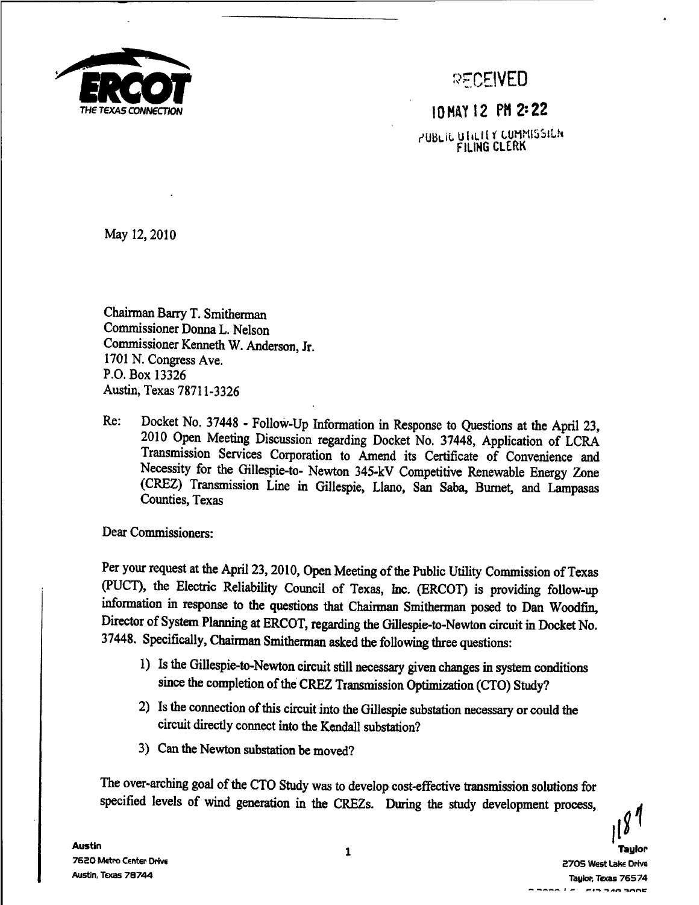**ERCOT**
THE TEXAS CONNECTION

RECEIVED

10 MAY 12 PM 2:22

PUBLIC UTILITY COMMISSION FILING CLERK

May 12, 2010

Chairman Barry T. Smitherman
Commissioner Donna L. Nelson
Commissioner Kenneth W. Anderson, Jr.
1701 N. Congress Ave.
P.O. Box 13326
Austin, Texas 78711-3326

Re: Docket No. 37448 - Follow-Up Information in Response to Questions at the April 23, 2010 Open Meeting Discussion regarding Docket No. 37448, Application of LCRA Transmission Services Corporation to Amend its Certificate of Convenience and Necessity for the Gillespie-to- Newton 345-kV Competitive Renewable Energy Zone (CREZ) Transmission Line in Gillespie, Llano, San Saba, Burnet, and Lampasas Counties, Texas

Dear Commissioners:

Per your request at the April 23, 2010, Open Meeting of the Public Utility Commission of Texas (PUCT), the Electric Reliability Council of Texas, Inc. (ERCOT) is providing follow-up information in response to the questions that Chairman Smitherman posed to Dan Woodfin, Director of System Planning at ERCOT, regarding the Gillespie-to-Newton circuit in Docket No. 37448. Specifically, Chairman Smitherman asked the following three questions:

1) Is the Gillespie-to-Newton circuit still necessary given changes in system conditions since the completion of the CREZ Transmission Optimization (CTO) Study?
2) Is the connection of this circuit into the Gillespie substation necessary or could the circuit directly connect into the Kendall substation?
3) Can the Newton substation be moved?

The over-arching goal of the CTO Study was to develop cost-effective transmission solutions for specified levels of wind generation in the CREZs. During the study development process,

Austin
7620 Metro Center Drive
Austin, Texas 78744

Taylor
2705 West Lake Drive
Taylor, Texas 76574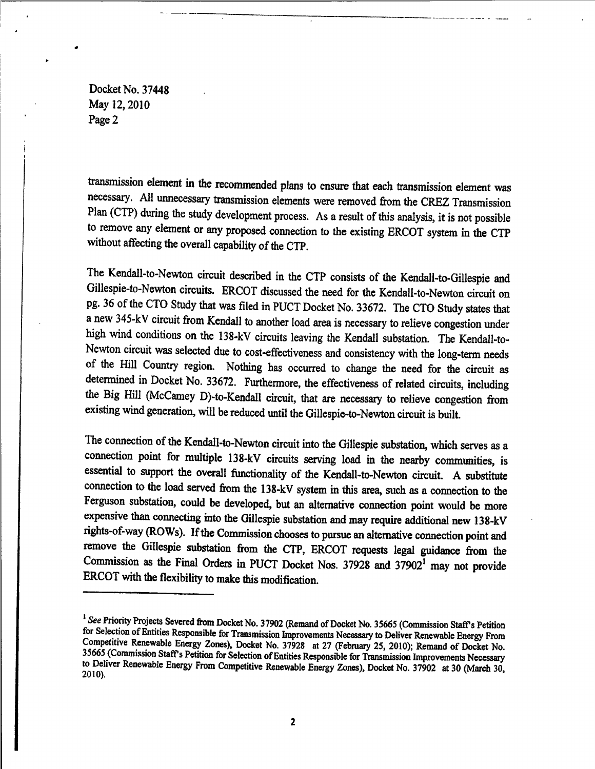transmission element in the recommended plans to ensure that each transmission element was necessary. All unnecessary transmission elements were removed from the CREZ Transmission Plan (CTP) during the study development process. As a result of this analysis, it is not possible to remove any element or any proposed connection to the existing ERCOT system in the CTP without affecting the overall capability of the CTP.

The Kendall-to-Newton circuit described in the CTP consists of the Kendall-to-Gillespie and Gillespie-to-Newton circuits. ERCOT discussed the need for the Kendall-to-Newton circuit on pg. 36 of the CTO Study that was filed in PUCT Docket No. 33672. The CTO Study states that a new 345-kV circuit from Kendall to another load area is necessary to relieve congestion under high wind conditions on the 138-kV circuits leaving the Kendall substation. The Kendall-to-Newton circuit was selected due to cost-effectiveness and consistency with the long-term needs of the Hill Country region. Nothing has occurred to change the need for the circuit as determined in Docket No. 33672. Furthermore, the effectiveness of related circuits, including the Big Hill (McCamey D)-to-Kendall circuit, that are necessary to relieve congestion from existing wind generation, will be reduced until the Gillespie-to-Newton circuit is built.

The connection of the Kendall-to-Newton circuit into the Gillespie substation, which serves as a connection point for multiple 138-kV circuits serving load in the nearby communities, is essential to support the overall functionality of the Kendall-to-Newton circuit. A substitute connection to the load served from the 138-kV system in this area, such as a connection to the Ferguson substation, could be developed, but an alternative connection point would be more expensive than connecting into the Gillespie substation and may require additional new 138-kV rights-of-way (ROWs). If the Commission chooses to pursue an alternative connection point and remove the Gillespie substation from the CTP, ERCOT requests legal guidance from the Commission as the Final Orders in PUCT Docket Nos. 37928 and 37902[1] may not provide ERCOT with the flexibility to make this modification.

---

[1] *See* Priority Projects Severed from Docket No. 37902 (Remand of Docket No. 35665 (Commission Staff's Petition for Selection of Entities Responsible for Transmission Improvements Necessary to Deliver Renewable Energy From Competitive Renewable Energy Zones), Docket No. 37928 at 27 (February 25, 2010); Remand of Docket No. 35665 (Commission Staff's Petition for Selection of Entities Responsible for Transmission Improvements Necessary to Deliver Renewable Energy From Competitive Renewable Energy Zones), Docket No. 37902 at 30 (March 30, 2010).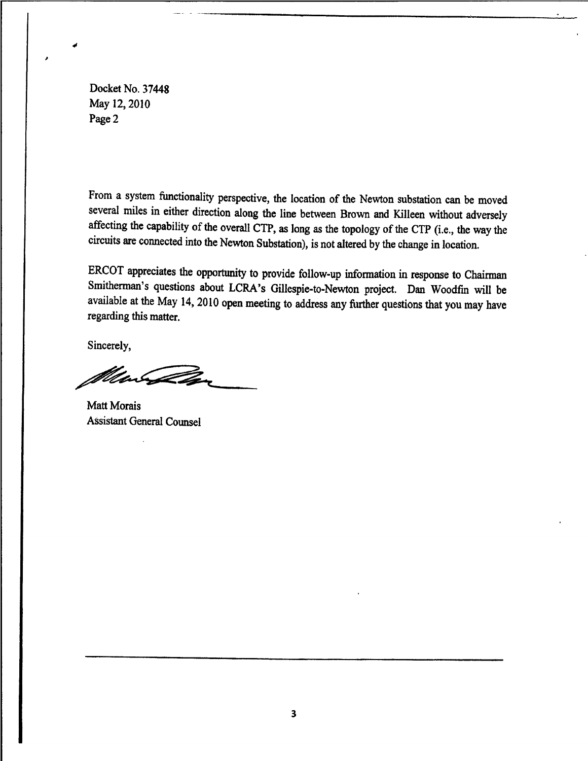Docket No. 37448
May 12, 2010
Page 2

From a system functionality perspective, the location of the Newton substation can be moved several miles in either direction along the line between Brown and Killeen without adversely affecting the capability of the overall CTP, as long as the topology of the CTP (i.e., the way the circuits are connected into the Newton Substation), is not altered by the change in location.

ERCOT appreciates the opportunity to provide follow-up information in response to Chairman Smitherman's questions about LCRA's Gillespie-to-Newton project. Dan Woodfin will be available at the May 14, 2010 open meeting to address any further questions that you may have regarding this matter.

Sincerely,

Matt Morais
Assistant General Counsel